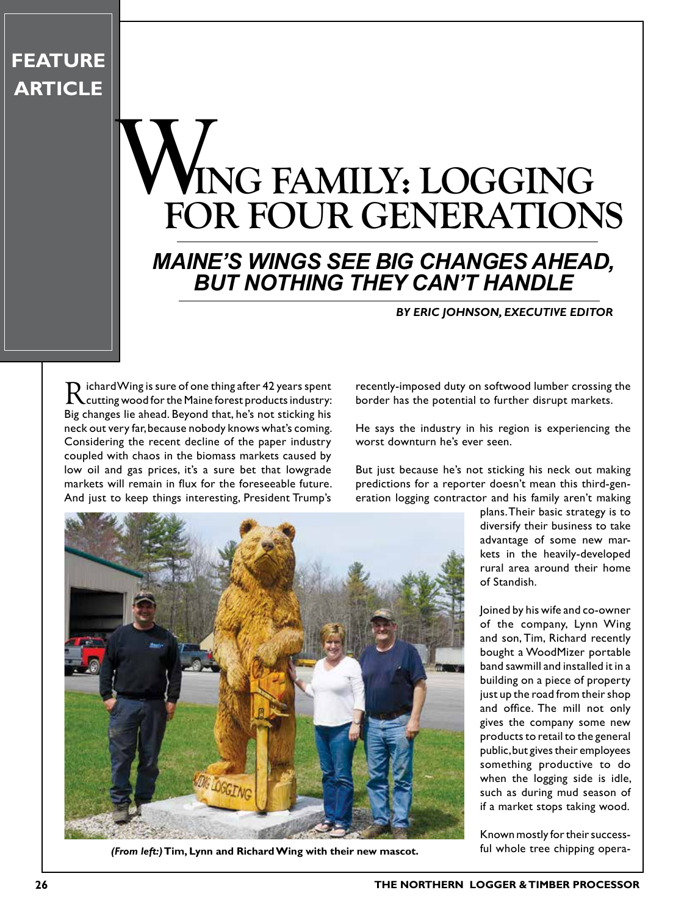FEATURE ARTICLE

# WING FAMILY: LOGGING FOR FOUR GENERATIONS

## *MAINE'S WINGS SEE BIG CHANGES AHEAD, BUT NOTHING THEY CAN'T HANDLE*

***BY ERIC JOHNSON, EXECUTIVE EDITOR***

Richard Wing is sure of one thing after 42 years spent cutting wood for the Maine forest products industry: Big changes lie ahead. Beyond that, he's not sticking his neck out very far, because nobody knows what's coming. Considering the recent decline of the paper industry coupled with chaos in the biomass markets caused by low oil and gas prices, it's a sure bet that lowgrade markets will remain in flux for the foreseeable future. And just to keep things interesting, President Trump's recently-imposed duty on softwood lumber crossing the border has the potential to further disrupt markets.

He says the industry in his region is experiencing the worst downturn he's ever seen.

But just because he's not sticking his neck out making predictions for a reporter doesn't mean this third-generation logging contractor and his family aren't making plans. Their basic strategy is to diversify their business to take advantage of some new markets in the heavily-developed rural area around their home of Standish.

*(From left:)* **Tim, Lynn and Richard Wing with their new mascot.**

Joined by his wife and co-owner of the company, Lynn Wing and son, Tim, Richard recently bought a WoodMizer portable band sawmill and installed it in a building on a piece of property just up the road from their shop and office. The mill not only gives the company some new products to retail to the general public, but gives their employees something productive to do when the logging side is idle, such as during mud season of if a market stops taking wood.

Known mostly for their successful whole tree chipping opera-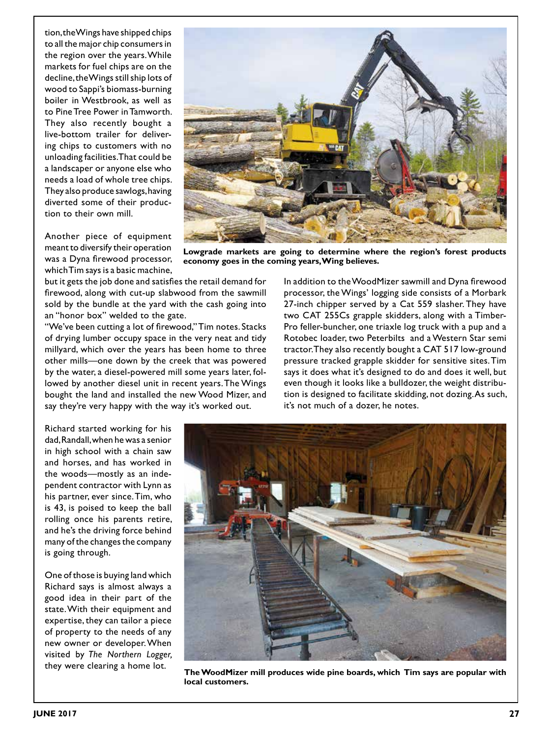tion, the Wings have shipped chips to all the major chip consumers in the region over the years. While markets for fuel chips are on the decline, the Wings still ship lots of wood to Sappi's biomass-burning boiler in Westbrook, as well as to Pine Tree Power in Tamworth. They also recently bought a live-bottom trailer for delivering chips to customers with no unloading facilities. That could be a landscaper or anyone else who needs a load of whole tree chips. They also produce sawlogs, having diverted some of their production to their own mill.

Another piece of equipment meant to diversify their operation was a Dyna firewood processor, which Tim says is a basic machine, but it gets the job done and satisfies the retail demand for firewood, along with cut-up slabwood from the sawmill sold by the bundle at the yard with the cash going into an "honor box" welded to the gate.

**Lowgrade markets are going to determine where the region's forest products economy goes in the coming years, Wing believes.**

"We've been cutting a lot of firewood," Tim notes. Stacks of drying lumber occupy space in the very neat and tidy millyard, which over the years has been home to three other mills—one down by the creek that was powered by the water, a diesel-powered mill some years later, followed by another diesel unit in recent years. The Wings bought the land and installed the new Wood Mizer, and say they're very happy with the way it's worked out.

In addition to the WoodMizer sawmill and Dyna firewood processor, the Wings' logging side consists of a Morbark 27-inch chipper served by a Cat 559 slasher. They have two CAT 255Cs grapple skidders, along with a Timber-Pro feller-buncher, one triaxle log truck with a pup and a Rotobec loader, two Peterbilts and a Western Star semi tractor. They also recently bought a CAT 517 low-ground pressure tracked grapple skidder for sensitive sites. Tim says it does what it's designed to do and does it well, but even though it looks like a bulldozer, the weight distribution is designed to facilitate skidding, not dozing. As such, it's not much of a dozer, he notes.

Richard started working for his dad, Randall, when he was a senior in high school with a chain saw and horses, and has worked in the woods—mostly as an independent contractor with Lynn as his partner, ever since. Tim, who is 43, is poised to keep the ball rolling once his parents retire, and he's the driving force behind many of the changes the company is going through.

One of those is buying land which Richard says is almost always a good idea in their part of the state. With their equipment and expertise, they can tailor a piece of property to the needs of any new owner or developer. When visited by *The Northern Logger,* they were clearing a home lot.

**The WoodMizer mill produces wide pine boards, which Tim says are popular with local customers.**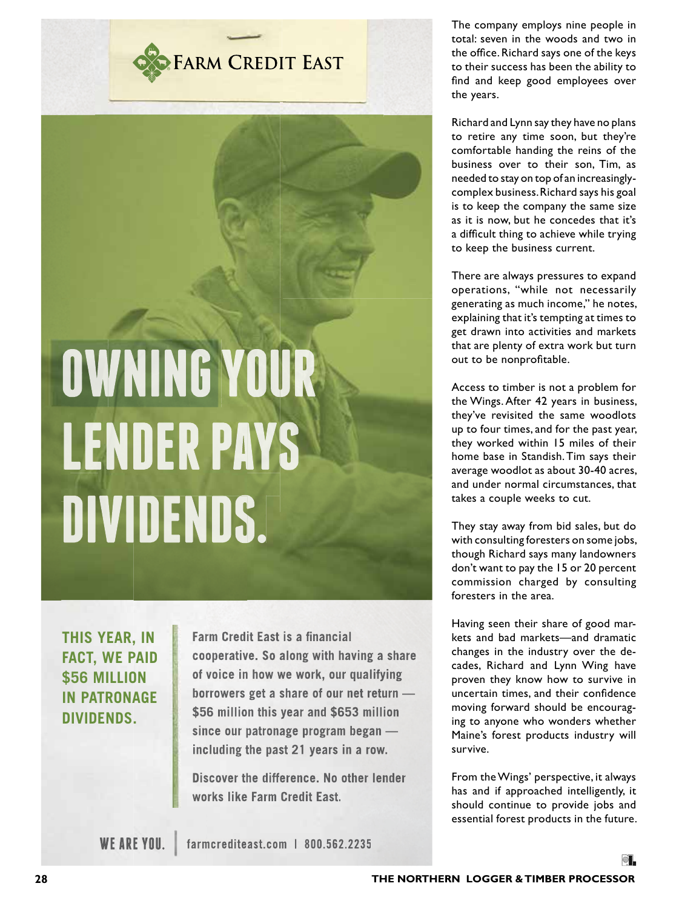The company employs nine people in total: seven in the woods and two in the office. Richard says one of the keys to their success has been the ability to find and keep good employees over the years.

Richard and Lynn say they have no plans to retire any time soon, but they're comfortable handing the reins of the business over to their son, Tim, as needed to stay on top of an increasingly-complex business. Richard says his goal is to keep the company the same size as it is now, but he concedes that it's a difficult thing to achieve while trying to keep the business current.

There are always pressures to expand operations, "while not necessarily generating as much income," he notes, explaining that it's tempting at times to get drawn into activities and markets that are plenty of extra work but turn out to be nonprofitable.

Access to timber is not a problem for the Wings. After 42 years in business, they've revisited the same woodlots up to four times, and for the past year, they worked within 15 miles of their home base in Standish. Tim says their average woodlot as about 30-40 acres, and under normal circumstances, that takes a couple weeks to cut.

They stay away from bid sales, but do with consulting foresters on some jobs, though Richard says many landowners don't want to pay the 15 or 20 percent commission charged by consulting foresters in the area.

Having seen their share of good markets and bad markets—and dramatic changes in the industry over the decades, Richard and Lynn Wing have proven they know how to survive in uncertain times, and their confidence moving forward should be encouraging to anyone who wonders whether Maine's forest products industry will survive.

From the Wings' perspective, it always has and if approached intelligently, it should continue to provide jobs and essential forest products in the future.

---

FARM CREDIT EAST

# OWNING YOUR LENDER PAYS DIVIDENDS.

**THIS YEAR, IN FACT, WE PAID $56 MILLION IN PATRONAGE DIVIDENDS.**

**Farm Credit East is a financial cooperative. So along with having a share of voice in how we work, our qualifying borrowers get a share of our net return — $56 million this year and $653 million since our patronage program began — including the past 21 years in a row.**

**Discover the difference. No other lender works like Farm Credit East.**

**WE ARE YOU.** | farmcrediteast.com | 800.562.2235